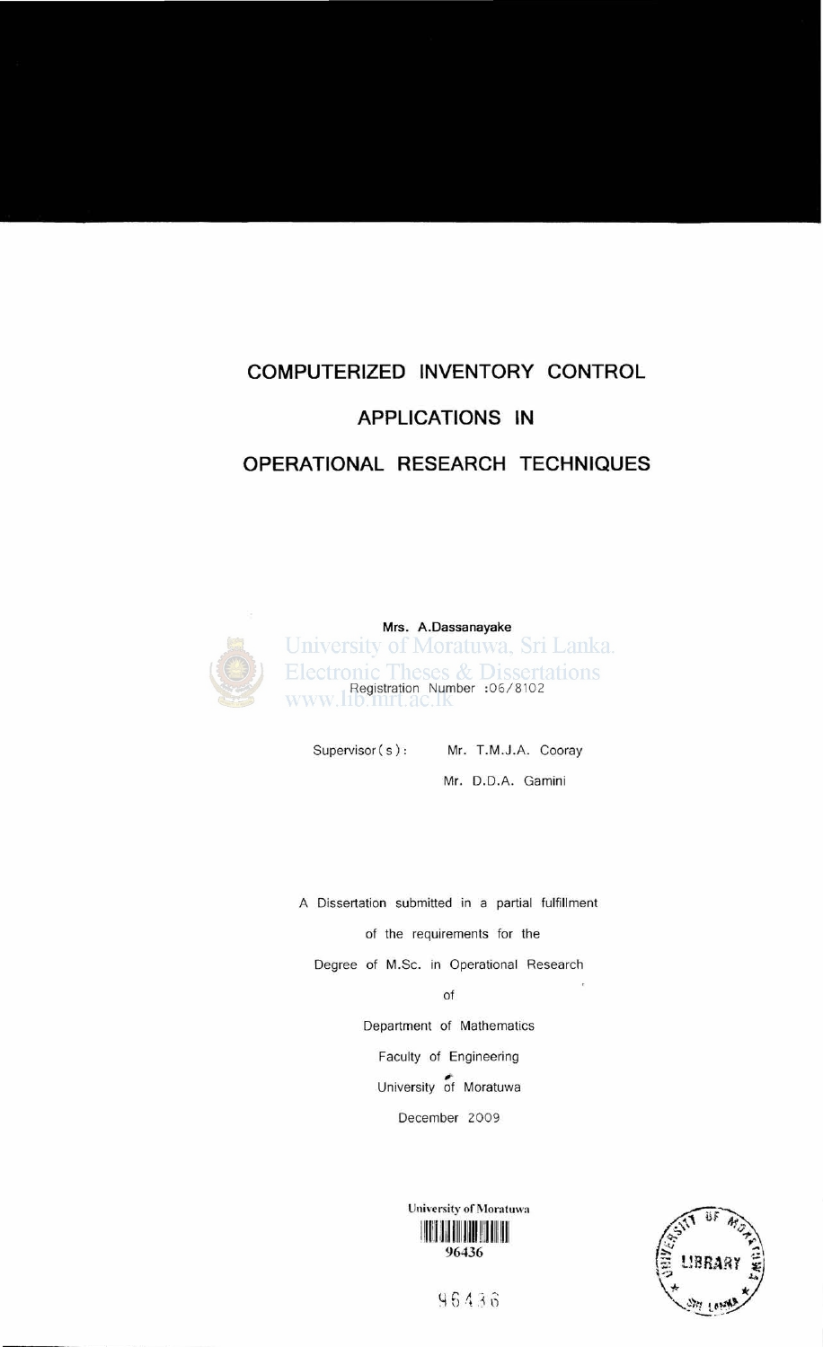# COMPUTERIZED INVENTORY CONTROL

# APPLICATIONS IN

# OPERATIONAL RESEARCH TECHNIQUES

**Mrs. A.Dassanayake**

Registration Number :06/8102

Supervisor(s): Mr. T.M.J.A. Cooray

Mr. D.D.A. Gamini

A Dissertation submitted in a partial fulfillment

of the requirements for the

Degree of M.Sc. in Operational Research

of

Department of Mathematics

Faculty of Engineering

University of Moratuwa

December 2009

University of Moratuwa

96436

96436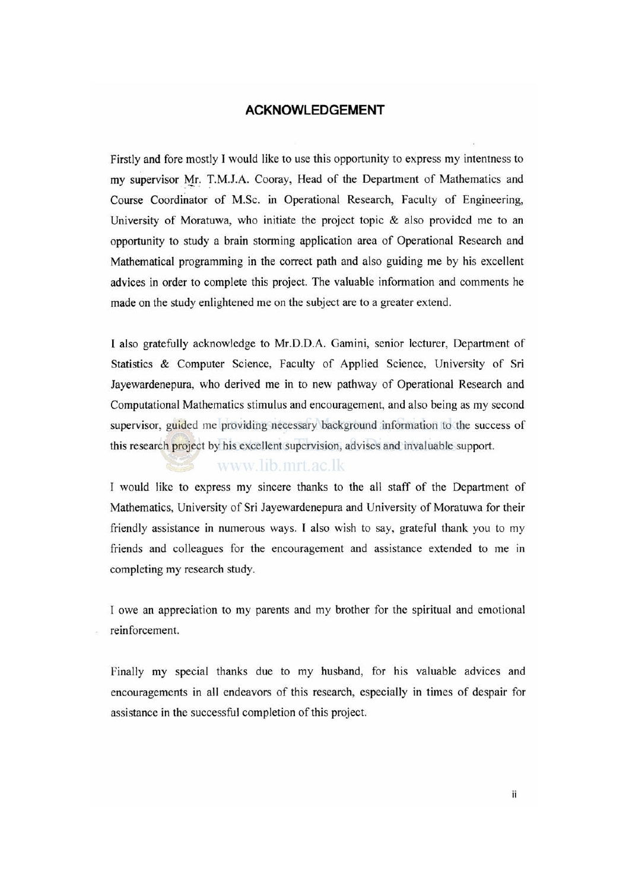## ACKNOWLEDGEMENT

Firstly and fore mostly I would like to use this opportunity to express my intentness to my supervisor Mr. T.M.J.A. Cooray, Head of the Department of Mathematics and Course Coordinator of M.Sc. in Operational Research, Faculty of Engineering, University of Moratuwa, who initiate the project topic & also provided me to an opportunity to study a brain storming application area of Operational Research and Mathematical programming in the correct path and also guiding me by his excellent advices in order to complete this project. The valuable information and comments he made on the study enlightened me on the subject are to a greater extend.

I also gratefully acknowledge to Mr.D.D.A. Gamini, senior lecturer, Department of Statistics & Computer Science, Faculty of Applied Science, University of Sri Jayewardenepura, who derived me in to new pathway of Operational Research and Computational Mathematics stimulus and encouragement, and also being as my second supervisor, guided me providing necessary background information to the success of this research project by his excellent supervision, advises and invaluable support.

I would like to express my sincere thanks to the all staff of the Department of Mathematics, University of Sri Jayewardenepura and University of Moratuwa for their friendly assistance in numerous ways. I also wish to say, grateful thank you to my friends and colleagues for the encouragement and assistance extended to me in completing my research study.

I owe an appreciation to my parents and my brother for the spiritual and emotional reinforcement.

Finally my special thanks due to my husband, for his valuable advices and encouragements in all endeavors of this research, especially in times of despair for assistance in the successful completion of this project.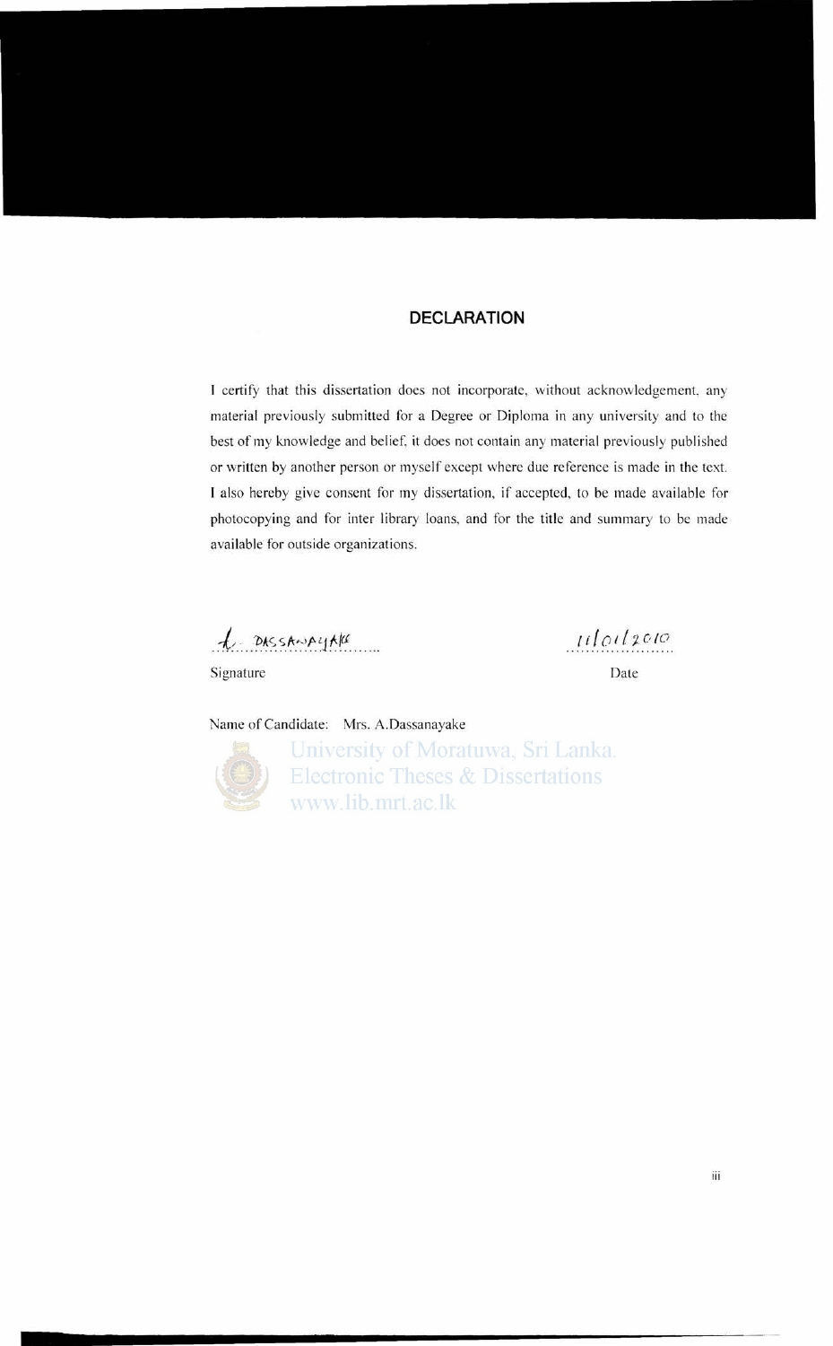## DECLARATION

I certify that this dissertation does not incorporate, without acknowledgement, any material previously submitted for a Degree or Diploma in any university and to the best of my knowledge and belief, it does not contain any material previously published or written by another person or myself except where due reference is made in the text. I also hereby give consent for my dissertation, if accepted, to be made available for photocopying and for inter library loans, and for the title and summary to be made available for outside organizations.

A. DASSANAYAKE ............................ 11/01/2010 ....................

Signature Date

Name of Candidate: Mrs. A.Dassanayake

University of Moratuwa, Sri Lanka.
Electronic Theses & Dissertations
www.lib.mrt.ac.lk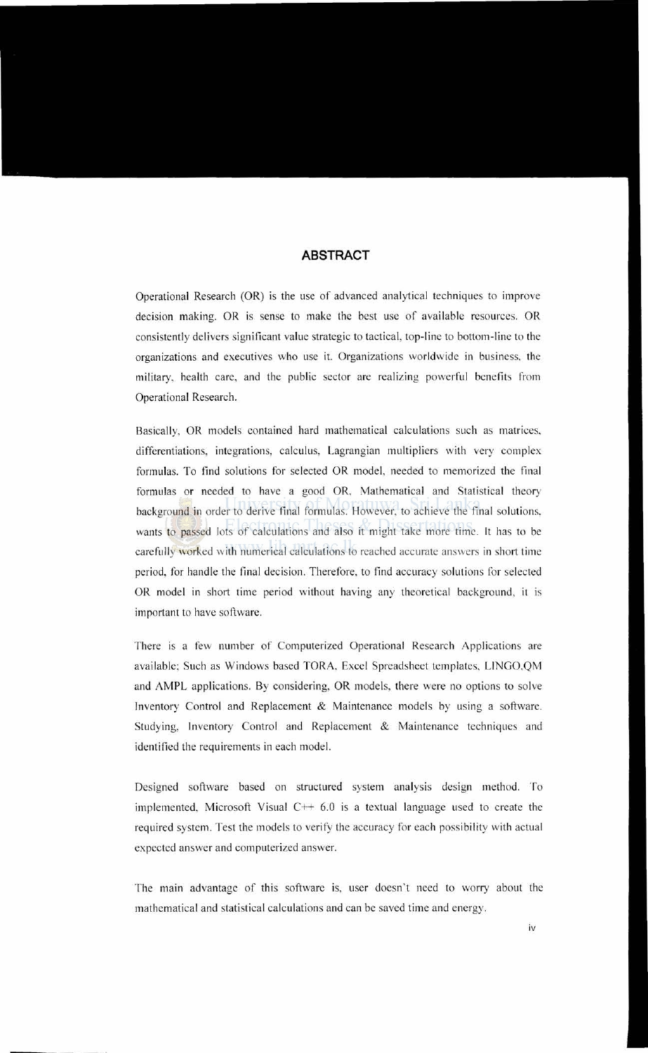## ABSTRACT

Operational Research (OR) is the use of advanced analytical techniques to improve decision making. OR is sense to make the best use of available resources. OR consistently delivers significant value strategic to tactical, top-line to bottom-line to the organizations and executives who use it. Organizations worldwide in business, the military, health care, and the public sector are realizing powerful benefits from Operational Research.

Basically, OR models contained hard mathematical calculations such as matrices, differentiations, integrations, calculus, Lagrangian multipliers with very complex formulas. To find solutions for selected OR model, needed to memorized the final formulas or needed to have a good OR, Mathematical and Statistical theory background in order to derive final formulas. However, to achieve the final solutions, wants to passed lots of calculations and also it might take more time. It has to be carefully worked with numerical calculations to reached accurate answers in short time period, for handle the final decision. Therefore, to find accuracy solutions for selected OR model in short time period without having any theoretical background, it is important to have software.

There is a few number of Computerized Operational Research Applications are available; Such as Windows based TORA, Excel Spreadsheet templates, LINGO,QM and AMPL applications. By considering, OR models, there were no options to solve Inventory Control and Replacement & Maintenance models by using a software. Studying, Inventory Control and Replacement & Maintenance techniques and identified the requirements in each model.

Designed software based on structured system analysis design method. To implemented, Microsoft Visual C++ 6.0 is a textual language used to create the required system. Test the models to verify the accuracy for each possibility with actual expected answer and computerized answer.

The main advantage of this software is, user doesn't need to worry about the mathematical and statistical calculations and can be saved time and energy.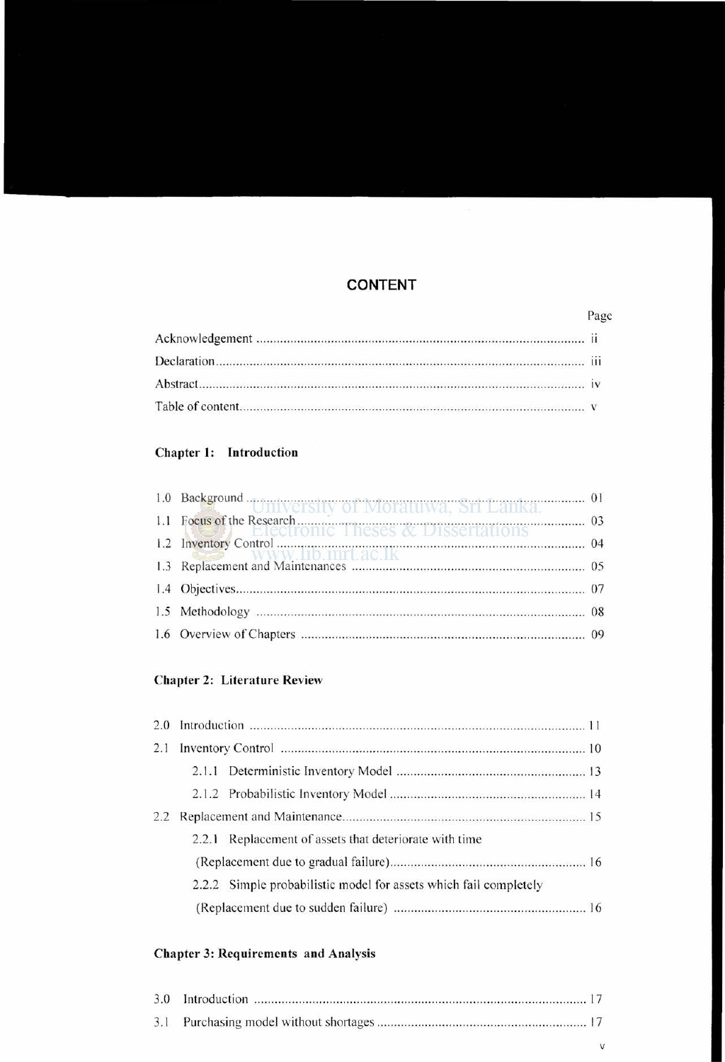# CONTENT

| | Page |
|---|---|
| Acknowledgement | ii |
| Declaration | iii |
| Abstract | iv |
| Table of content | v |

**Chapter 1: Introduction**

| | Page |
|---|---|
| 1.0 Background | 01 |
| 1.1 Focus of the Research | 03 |
| 1.2 Inventory Control | 04 |
| 1.3 Replacement and Maintenances | 05 |
| 1.4 Objectives | 07 |
| 1.5 Methodology | 08 |
| 1.6 Overview of Chapters | 09 |

**Chapter 2: Literature Review**

| | Page |
|---|---|
| 2.0 Introduction | 11 |
| 2.1 Inventory Control | 10 |
| 2.1.1 Deterministic Inventory Model | 13 |
| 2.1.2 Probabilistic Inventory Model | 14 |
| 2.2 Replacement and Maintenance | 15 |
| 2.2.1 Replacement of assets that deteriorate with time (Replacement due to gradual failure) | 16 |
| 2.2.2 Simple probabilistic model for assets which fail completely (Replacement due to sudden failure) | 16 |

**Chapter 3: Requirements and Analysis**

| | Page |
|---|---|
| 3.0 Introduction | 17 |
| 3.1 Purchasing model without shortages | 17 |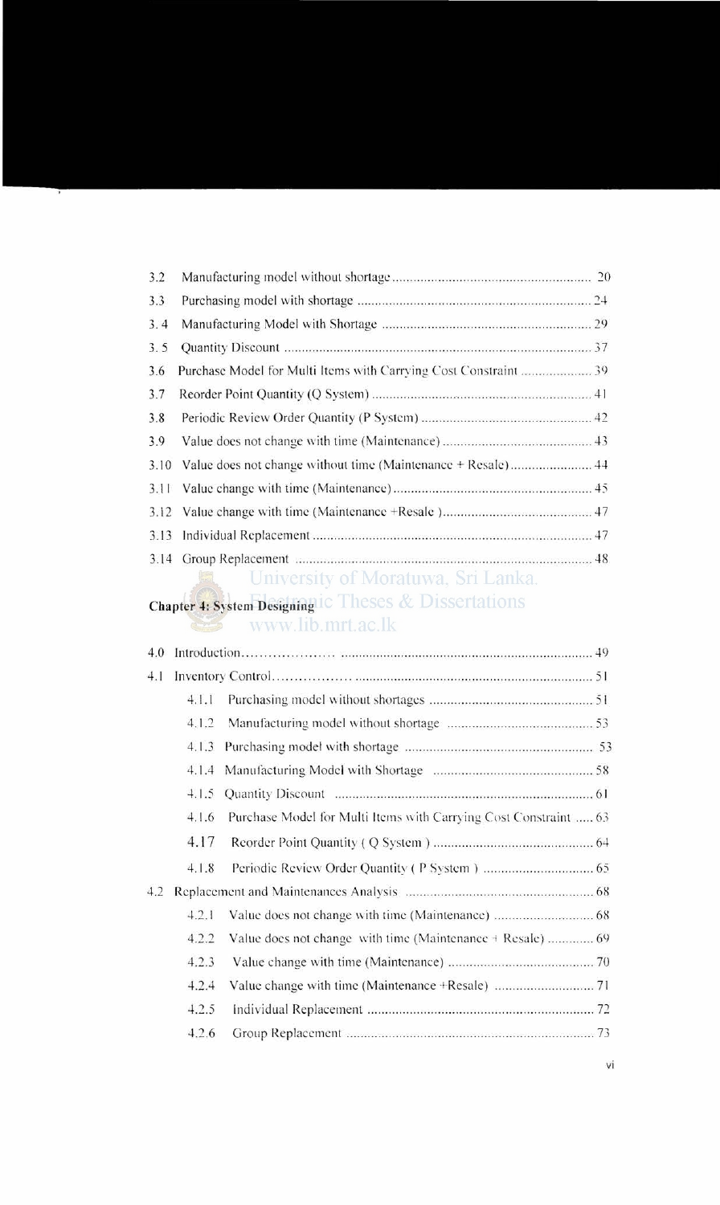3.2 Manufacturing model without shortage ........................................................ 20

3.3 Purchasing model with shortage ................................................................. 24

3.4 Manufacturing Model with Shortage .......................................................... 29

3.5 Quantity Discount ....................................................................................... 37

3.6 Purchase Model for Multi Items with Carrying Cost Constraint .................... 39

3.7 Reorder Point Quantity (Q System) ............................................................. 41

3.8 Periodic Review Order Quantity (P System) ................................................ 42

3.9 Value does not change with time (Maintenance) .......................................... 43

3.10 Value does not change without time (Maintenance + Resale) ....................... 44

3.11 Value change with time (Maintenance) ........................................................ 45

3.12 Value change with time (Maintenance +Resale ) .......................................... 47

3.13 Individual Replacement .............................................................................. 47

3.14 Group Replacement ..................................................................................... 48

**Chapter 4: System Designing**

4.0 Introduction........................................................................................... 49

4.1 Inventory Control...................................................................................... 51

4.1.1 Purchasing model without shortages ............................................. 51

4.1.2 Manufacturing model without shortage ......................................... 53

4.1.3 Purchasing model with shortage .................................................... 53

4.1.4 Manufacturing Model with Shortage ............................................. 58

4.1.5 Quantity Discount ........................................................................ 61

4.1.6 Purchase Model for Multi Items with Carrying Cost Constraint ..... 63

4.17 Reorder Point Quantity ( Q System ) ............................................. 64

4.1.8 Periodic Review Order Quantity ( P System ) ............................... 65

4.2 Replacement and Maintenances Analysis .................................................... 68

4.2.1 Value does not change with time (Maintenance) ............................ 68

4.2.2 Value does not change with time (Maintenance + Resale) ............. 69

4.2.3 Value change with time (Maintenance) ......................................... 70

4.2.4 Value change with time (Maintenance +Resale) ............................ 71

4.2.5 Individual Replacement ................................................................ 72

4.2.6 Group Replacement ...................................................................... 73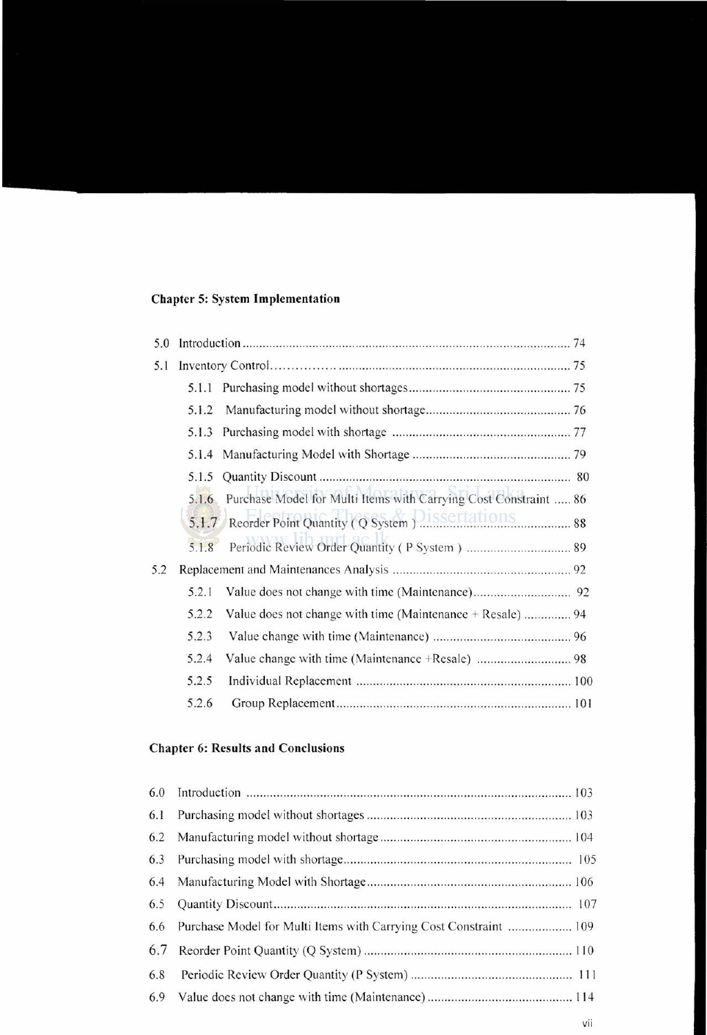**Chapter 5: System Implementation**

5.0 Introduction ........................................................................................................ 74

5.1 Inventory Control .............................................................................................. 75

  5.1.1 Purchasing model without shortages ........................................................ 75

  5.1.2 Manufacturing model without shortage ..................................................... 76

  5.1.3 Purchasing model with shortage ............................................................. 77

  5.1.4 Manufacturing Model with Shortage ......................................................... 79

  5.1.5 Quantity Discount ................................................................................ 80

  5.1.6 Purchase Model for Multi Items with Carrying Cost Constraint ..... 86

  5.1.7 Reorder Point Quantity ( Q System ) ..................................................... 88

  5.1.8 Periodic Review Order Quantity ( P System ) ........................................ 89

5.2 Replacement and Maintenances Analysis ........................................................ 92

  5.2.1 Value does not change with time (Maintenance) ...................................... 92

  5.2.2 Value does not change with time (Maintenance + Resale) ..................... 94

  5.2.3 Value change with time (Maintenance) .................................................. 96

  5.2.4 Value change with time (Maintenance +Resale) ..................................... 98

  5.2.5 Individual Replacement ......................................................................... 100

  5.2.6 Group Replacement .............................................................................. 101

**Chapter 6: Results and Conclusions**

6.0 Introduction ........................................................................................................ 103

6.1 Purchasing model without shortages .................................................................. 103

6.2 Manufacturing model without shortage ............................................................... 104

6.3 Purchasing model with shortage ........................................................................ 105

6.4 Manufacturing Model with Shortage ................................................................... 106

6.5 Quantity Discount .............................................................................................. 107

6.6 Purchase Model for Multi Items with Carrying Cost Constraint ........................ 109

6.7 Reorder Point Quantity (Q System) .................................................................... 110

6.8 Periodic Review Order Quantity (P System) ...................................................... 111

6.9 Value does not change with time (Maintenance) ................................................ 114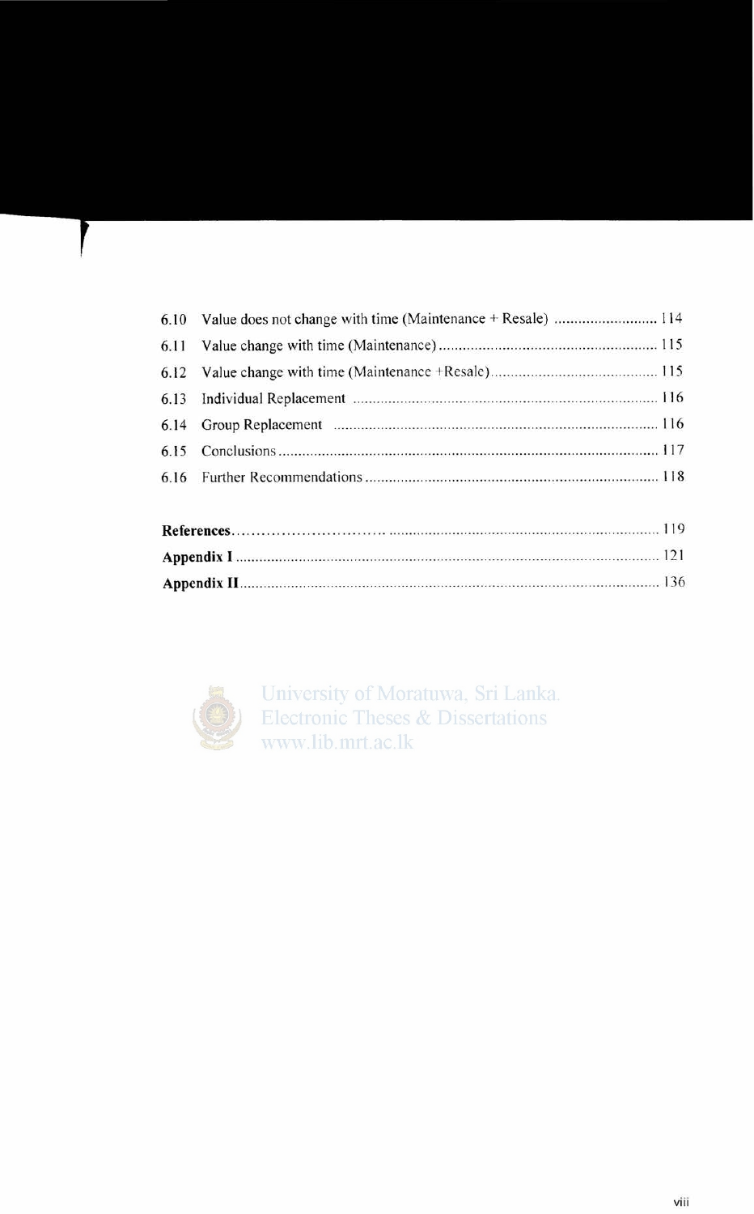6.10 Value does not change with time (Maintenance + Resale) .......................... 114

6.11 Value change with time (Maintenance) ....................................................... 115

6.12 Value change with time (Maintenance +Resale) .......................................... 115

6.13 Individual Replacement ............................................................................. 116

6.14 Group Replacement .................................................................................. 116

6.15 Conclusions ............................................................................................... 117

6.16 Further Recommendations .......................................................................... 118

**References**............................................................................................... 119

**Appendix I** .................................................................................................. 121

**Appendix II**.................................................................................................. 136

University of Moratuwa, Sri Lanka.
Electronic Theses & Dissertations
www.lib.mrt.ac.lk